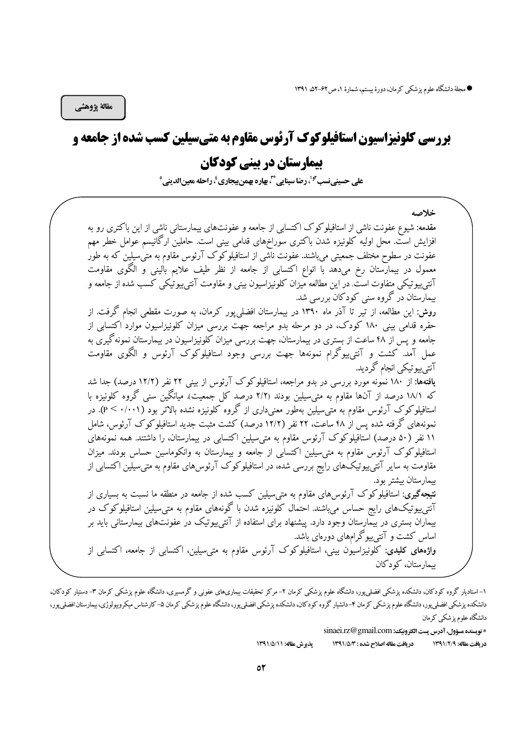مقالهٔ پژوهشی

# بررسی کلونیزاسیون استافیلوکوک آرئوس مقاوم به متی‌سیلین کسب شده از جامعه و بیمارستان در بینی کودکان

**علی حسینی‌نسب[۱،۲]، رضا سینایی[۳*]، بهاره بهمن‌بیجاری[۴]، راحله معین‌الدینی[۵]**

## خلاصه

**مقدمه:** شیوع عفونت ناشی از استافیلوکوک اکتسابی از جامعه و عفونت‌های بیمارستانی ناشی از این باکتری رو به افزایش است. محل اولیه کلونیزه شدن باکتری سوراخ‌های قدامی بینی است. حاملین ارگانیسم عوامل خطر مهم عفونت در سطوح مختلف جمعیتی می‌باشند. عفونت ناشی از استافیلوکوک آرئوس مقاوم به متی‌سیلین که به طور معمول در بیمارستان رخ می‌دهد با انواع اکتسابی از جامعه از نظر طیف علایم بالینی و الگوی مقاومت آنتی‌بیوتیکی متفاوت است. در این مطالعه میزان کلونیزاسیون بینی و مقاومت آنتی‌بیوتیکی کسب شده از جامعه و بیمارستان در گروه سنی کودکان بررسی شد.

**روش:** این مطالعه، از تیر تا آذر ماه ۱۳۹۰ در بیمارستان افضلی‌پور کرمان، به صورت مقطعی انجام گرفت. از حفره قدامی بینی ۱۸۰ کودک، در دو مرحله بدو مراجعه جهت بررسی میزان کلونیزاسیون موارد اکتسابی از جامعه و پس از ۴۸ ساعت از بستری در بیمارستان، جهت بررسی میزان کلونیزاسیون در بیمارستان نمونه‌گیری به عمل آمد. کشت و آنتی‌بیوگرام نمونه‌ها جهت بررسی وجود استافیلوکوک آرئوس و الگوی مقاومت آنتی‌بیوتیکی انجام گردید.

**یافته‌ها:** از ۱۸۰ نمونه مورد بررسی در بدو مراجعه، استافیلوکوک آرئوس از بینی ۲۲ نفر (۱۲/۲ درصد) جدا شد که ۱۸/۱ درصد از آن‌ها مقاوم به متی‌سیلین بودند (۲/۲ درصد کل جمعیت)، میانگین سنی گروه کلونیزه با استافیلوکوک آرئوس مقاوم به متی‌سیلین به‌طور معنی‌داری از گروه کلونیزه نشده بالاتر بود ($P < ۰/۰۰۱$). در نمونه‌های گرفته شده پس از ۴۸ ساعت، ۲۲ نفر (۱۲/۲ درصد) کشت مثبت جدید استافیلوکوک آرئوس، شامل ۱۱ نفر (۵۰ درصد) استافیلوکوک آرئوس مقاوم به متی‌سیلین اکتسابی در بیمارستان، را داشتند. همه نمونه‌های استافیلوکوک آرئوس مقاوم به متی‌سیلین اکتسابی از جامعه و بیمارستان به وانکوماسین حساس بودند. میزان مقاومت به سایر آنتی‌بیوتیک‌های رایج بررسی شده، در استافیلوکوک آرئوس‌های مقاوم به متی‌سیلین اکتسابی از بیمارستان بیشتر بود.

**نتیجه‌گیری:** استافیلوکوک آرئوس‌های مقاوم به متی‌سیلین کسب شده از جامعه در منطقه ما نسبت به بسیاری از آنتی‌بیوتیک‌های رایج حساس می‌باشند. احتمال کلونیزه شدن با گونه‌های مقاوم به متی‌سیلین استافیلوکوک در بیماران بستری در بیمارستان وجود دارد. پیشنهاد برای استفاده از آنتی‌بیوتیک در عفونت‌های بیمارستانی باید بر اساس کشت و آنتی‌بیوگرام‌های دوره‌ای باشد.

**واژه‌های کلیدی:** کلونیزاسیون بینی، استافیلوکوک آرئوس مقاوم به متی‌سیلین، اکتسابی از جامعه، اکتسابی از بیمارستان، کودکان

---

۱- استادیار گروه کودکان، دانشکده پزشکی افضلی‌پور، دانشگاه علوم پزشکی کرمان ۲- مرکز تحقیقات بیماری‌های عفونی و گرمسیری، دانشگاه علوم پزشکی کرمان ۳- دستیار کودکان، دانشکده پزشکی افضلی‌پور، دانشگاه علوم پزشکی کرمان ۴- دانشیار گروه کودکان، دانشکده پزشکی افضلی‌پور، دانشگاه علوم پزشکی کرمان ۵- کارشناس میکروبیولوژی، بیمارستان افضلی‌پور، دانشگاه علوم پزشکی کرمان

* نویسنده مسؤول، آدرس پست الکترونیک: sinaei.rz@gmail.com

دریافت مقاله: ۱۳۹۱/۲/۹ دریافت مقاله اصلاح شده: ۱۳۹۱/۵/۳ پذیرش مقاله: ۱۳۹۱/۵/۱۱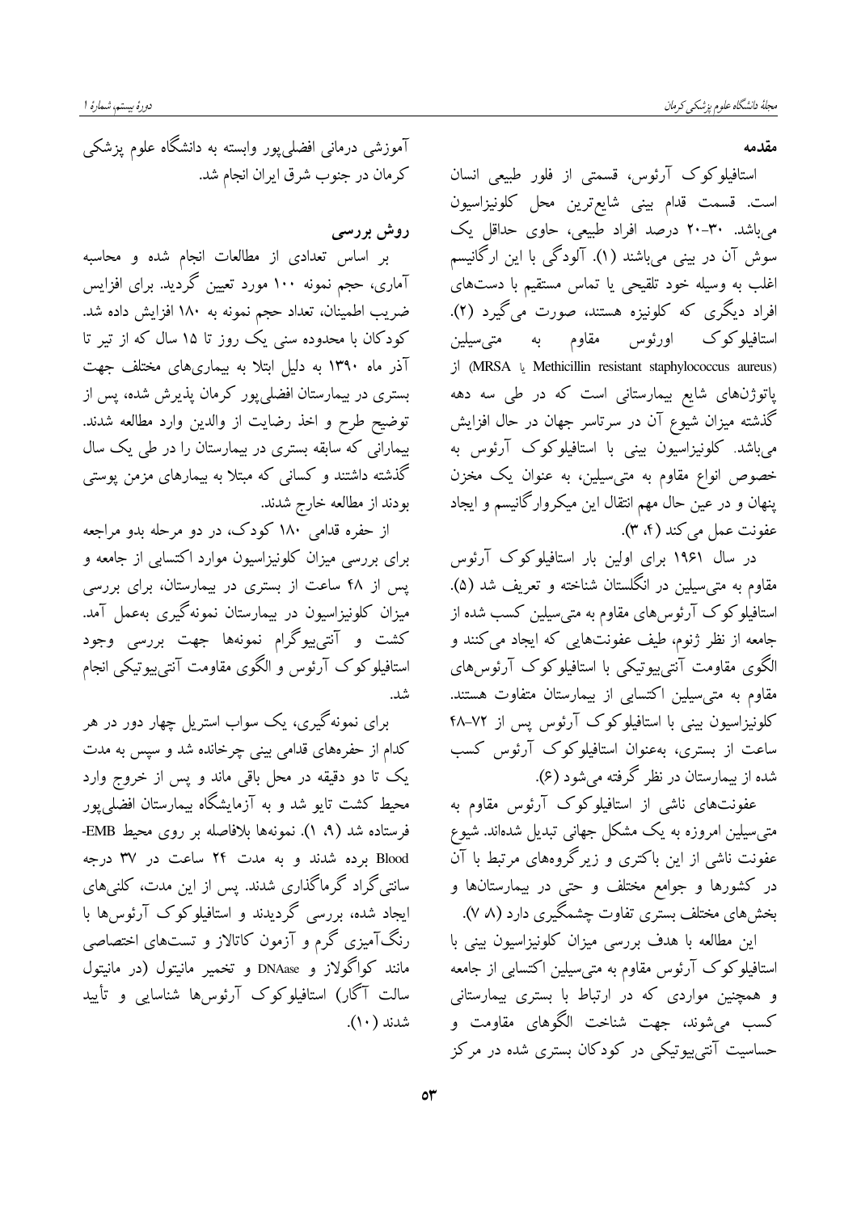## مقدمه

استافیلوکوک آرئوس، قسمتی از فلور طبیعی انسان است. قسمت قدام بینی شایع‌ترین محل کلونیزاسیون می‌باشد. ۳۰-۲۰ درصد افراد طبیعی، حاوی حداقل یک سوش آن در بینی می‌باشند (۱). آلودگی با این ارگانیسم اغلب به وسیله خود تلقیحی یا تماس مستقیم با دست‌های افراد دیگری که کلونیزه هستند، صورت می‌گیرد (۲). استافیلوکوک اورئوس مقاوم به متی‌سیلین (Methicillin resistant staphylococcus aureus یا MRSA) از پاتوژن‌های شایع بیمارستانی است که در طی سه دهه گذشته میزان شیوع آن در سرتاسر جهان در حال افزایش می‌باشد. کلونیزاسیون بینی با استافیلوکوک آرئوس به خصوص انواع مقاوم به متی‌سیلین، به عنوان یک مخزن پنهان و در عین حال مهم انتقال این میکروارگانیسم و ایجاد عفونت عمل می‌کند (۴، ۳).

در سال ۱۹۶۱ برای اولین بار استافیلوکوک آرئوس مقاوم به متی‌سیلین در انگلستان شناخته و تعریف شد (۵). استافیلوکوک آرئوس‌های مقاوم به متی‌سیلین کسب شده از جامعه از نظر ژنوم، طیف عفونت‌هایی که ایجاد می‌کنند و الگوی مقاومت آنتی‌بیوتیکی با استافیلوکوک آرئوس‌های مقاوم به متی‌سیلین اکتسابی از بیمارستان متفاوت هستند. کلونیزاسیون بینی با استافیلوکوک آرئوس پس از ۷۲-۴۸ ساعت از بستری، به‌عنوان استافیلوکوک آرئوس کسب شده از بیمارستان در نظر گرفته می‌شود (۶).

عفونت‌های ناشی از استافیلوکوک آرئوس مقاوم به متی‌سیلین امروزه به یک مشکل جهانی تبدیل شده‌اند. شیوع عفونت ناشی از این باکتری و زیرگروه‌های مرتبط با آن در کشورها و جوامع مختلف و حتی در بیمارستان‌ها و بخش‌های مختلف بستری تفاوت چشمگیری دارد (۸، ۷).

این مطالعه با هدف بررسی میزان کلونیزاسیون بینی با استافیلوکوک آرئوس مقاوم به متی‌سیلین اکتسابی از جامعه و همچنین مواردی که در ارتباط با بستری بیمارستانی کسب می‌شوند، جهت شناخت الگوهای مقاومت و حساسیت آنتی‌بیوتیکی در کودکان بستری شده در مرکز آموزشی درمانی افضلی‌پور وابسته به دانشگاه علوم پزشکی کرمان در جنوب شرق ایران انجام شد.

## روش بررسی

بر اساس تعدادی از مطالعات انجام شده و محاسبه آماری، حجم نمونه ۱۰۰ مورد تعیین گردید. برای افزایش ضریب اطمینان، تعداد حجم نمونه به ۱۸۰ افزایش داده شد. کودکان با محدوده سنی یک روز تا ۱۵ سال که از تیر تا آذر ماه ۱۳۹۰ به دلیل ابتلا به بیماری‌های مختلف جهت بستری در بیمارستان افضلی‌پور کرمان پذیرش شده، پس از توضیح طرح و اخذ رضایت از والدین وارد مطالعه شدند. بیمارانی که سابقه بستری در بیمارستان را در طی یک سال گذشته داشتند و کسانی که مبتلا به بیمارهای مزمن پوستی بودند از مطالعه خارج شدند.

از حفره قدامی ۱۸۰ کودک، در دو مرحله بدو مراجعه برای بررسی میزان کلونیزاسیون موارد اکتسابی از جامعه و پس از ۴۸ ساعت از بستری در بیمارستان، برای بررسی میزان کلونیزاسیون در بیمارستان نمونه‌گیری به‌عمل آمد. کشت و آنتی‌بیوگرام نمونه‌ها جهت بررسی وجود استافیلوکوک آرئوس و الگوی مقاومت آنتی‌بیوتیکی انجام شد.

برای نمونه‌گیری، یک سواب استریل چهار دور در هر کدام از حفره‌های قدامی بینی چرخانده شد و سپس به مدت یک تا دو دقیقه در محل باقی ماند و پس از خروج وارد محیط کشت تایو شد و به آزمایشگاه بیمارستان افضلی‌پور فرستاده شد (۹، ۱). نمونه‌ها بلافاصله بر روی محیط EMB-Blood برده شدند و به مدت ۲۴ ساعت در ۳۷ درجه سانتی‌گراد گرماگذاری شدند. پس از این مدت، کلنی‌های ایجاد شده، بررسی گردیدند و استافیلوکوک آرئوس‌ها با رنگ‌آمیزی گرم و آزمون کاتالاز و تست‌های اختصاصی مانند کواگولاز و DNAase و تخمیر مانیتول (در مانیتول سالت آگار) استافیلوکوک آرئوس‌ها شناسایی و تأیید شدند (۱۰).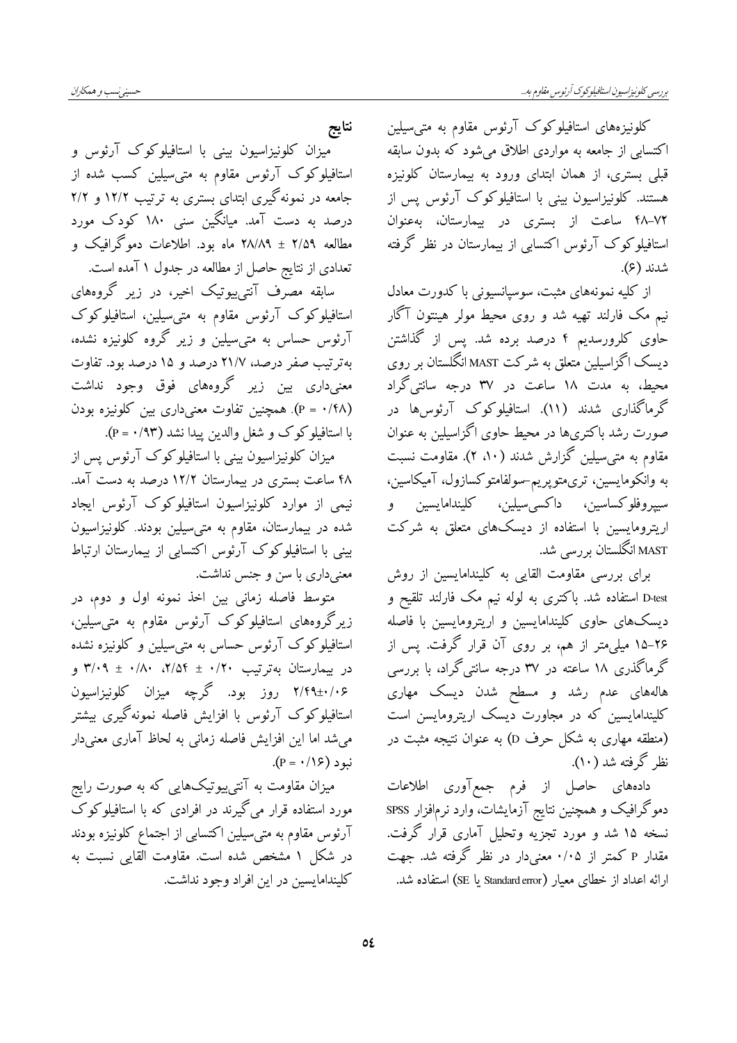کلونیزه‌های استافیلوکوک آرئوس مقاوم به متی‌سیلین اکتسابی از جامعه به مواردی اطلاق می‌شود که بدون سابقه قبلی بستری، از همان ابتدای ورود به بیمارستان کلونیزه هستند. کلونیزاسیون بینی با استافیلوکوک آرئوس پس از ۷۲-۴۸ ساعت از بستری در بیمارستان، به‌عنوان استافیلوکوک آرئوس اکتسابی از بیمارستان در نظر گرفته شدند (۶).

از کلیه نمونه‌های مثبت، سوسپانسیونی با کدورت معادل نیم مک فارلند تهیه شد و روی محیط مولر هینتون آگار حاوی کلرورسدیم ۴ درصد برده شد. پس از گذاشتن دیسک اگزاسیلین متعلق به شرکت MAST انگلستان بر روی محیط، به مدت ۱۸ ساعت در ۳۷ درجه سانتی‌گراد گرماگذاری شدند (۱۱). استافیلوکوک آرئوس‌ها در صورت رشد باکتری‌ها در محیط حاوی اگزاسیلین به عنوان مقاوم به متی‌سیلین گزارش شدند (۱۰، ۲). مقاومت نسبت به وانکومایسین، تری‌متوپریم-سولفامتوکسازول، آمیکاسین، سیپروفلوکساسین، داکسی‌سیلین، کلیندامایسین و اریترومایسین با استفاده از دیسک‌های متعلق به شرکت MAST انگلستان بررسی شد.

برای بررسی مقاومت القایی به کلیندامایسین از روش D-test استفاده شد. باکتری به لوله نیم مک فارلند تلقیح و دیسک‌های حاوی کلیندامایسین و اریترومایسین با فاصله ۲۶-۱۵ میلی‌متر از هم، بر روی آن قرار گرفت. پس از گرماگذری ۱۸ ساعته در ۳۷ درجه سانتی‌گراد، با بررسی هاله‌های عدم رشد و مسطح شدن دیسک مهاری کلیندامایسین که در مجاورت دیسک اریترومایسن است (منطقه مهاری به شکل حرف D) به عنوان نتیجه مثبت در نظر گرفته شد (۱۰).

داده‌های حاصل از فرم جمع‌آوری اطلاعات دموگرافیک و همچنین نتایج آزمایشات، وارد نرم‌افزار SPSS نسخه ۱۵ شد و مورد تجزیه وتحلیل آماری قرار گرفت. مقدار P کمتر از ۰/۰۵ معنی‌دار در نظر گرفته شد. جهت ارائه اعداد از خطای معیار (Standard error یا SE) استفاده شد.

## نتایج

میزان کلونیزاسیون بینی با استافیلوکوک آرئوس و استافیلوکوک آرئوس مقاوم به متی‌سیلین کسب شده از جامعه در نمونه‌گیری ابتدای بستری به ترتیب ۱۲/۲ و ۲/۲ درصد به دست آمد. میانگین سنی ۱۸۰ کودک مورد مطالعه ۲/۵۹ ± ۲۸/۸۹ ماه بود. اطلاعات دموگرافیک و تعدادی از نتایج حاصل از مطالعه در جدول ۱ آمده است.

سابقه مصرف آنتی‌بیوتیک اخیر، در زیر گروه‌های استافیلوکوک آرئوس مقاوم به متی‌سیلین، استافیلوکوک آرئوس حساس به متی‌سیلین و زیر گروه کلونیزه نشده، به‌ترتیب صفر درصد، ۲۱/۷ درصد و ۱۵ درصد بود. تفاوت معنی‌داری بین زیر گروه‌های فوق وجود نداشت (P = ۰/۴۸). همچنین تفاوت معنی‌داری بین کلونیزه بودن با استافیلوکوک و شغل والدین پیدا نشد (P = ۰/۹۳).

میزان کلونیزاسیون بینی با استافیلوکوک آرئوس پس از ۴۸ ساعت بستری در بیمارستان ۱۲/۲ درصد به دست آمد. نیمی از موارد کلونیزاسیون استافیلوکوک آرئوس ایجاد شده در بیمارستان، مقاوم به متی‌سیلین بودند. کلونیزاسیون بینی با استافیلوکوک آرئوس اکتسابی از بیمارستان ارتباط معنی‌داری با سن و جنس نداشت.

متوسط فاصله زمانی بین اخذ نمونه اول و دوم، در زیرگروه‌های استافیلوکوک آرئوس مقاوم به متی‌سیلین، استافیلوکوک آرئوس حساس به متی‌سیلین و کلونیزه نشده در بیمارستان به‌ترتیب ۰/۲۰ ± ۲/۵۴، ۰/۸۰ ± ۳/۰۹ و ۰/۰۶±۲/۴۹ روز بود. گرچه میزان کلونیزاسیون استافیلوکوک آرئوس با افزایش فاصله نمونه‌گیری بیشتر می‌شد اما این افزایش فاصله زمانی به لحاظ آماری معنی‌دار نبود (P = ۰/۱۶).

میزان مقاومت به آنتی‌بیوتیک‌هایی که به صورت رایج مورد استفاده قرار می‌گیرند در افرادی که با استافیلوکوک آرئوس مقاوم به متی‌سیلین اکتسابی از اجتماع کلونیزه بودند در شکل ۱ مشخص شده است. مقاومت القایی نسبت به کلیندامایسین در این افراد وجود نداشت.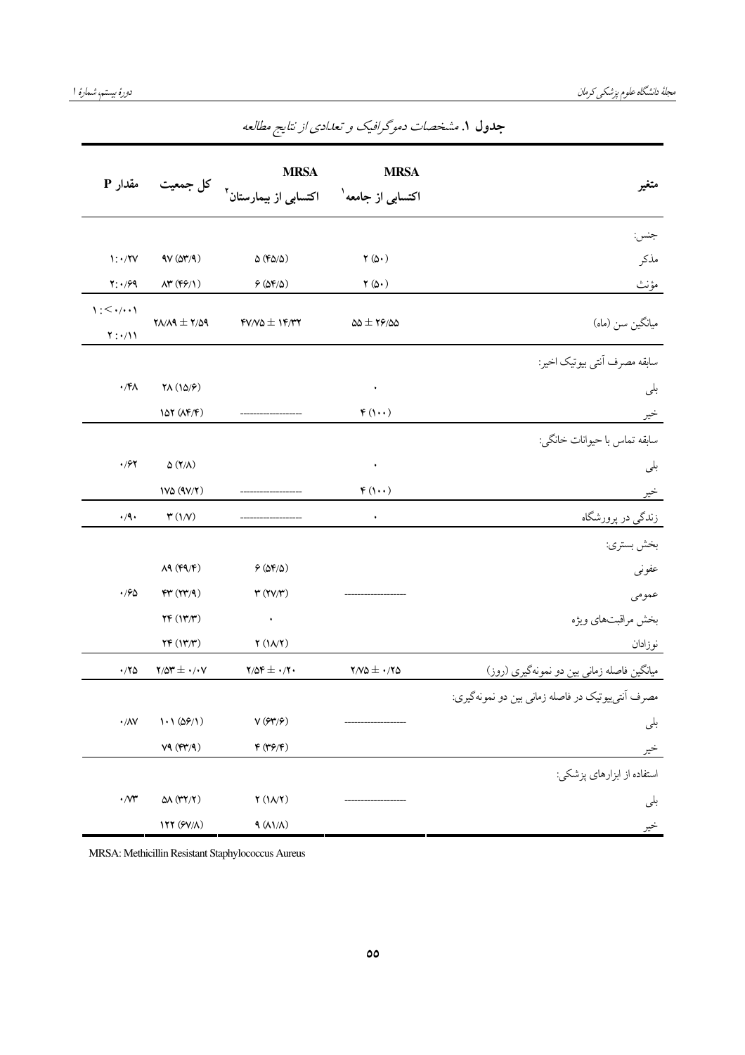**جدول ۱.** مشخصات دموگرافیک و تعدادی از نتایج مطالعه

| متغیر | MRSA اکتسابی از جامعه[1] | MRSA اکتسابی از بیمارستان[2] | کل جمعیت | مقدار P |
|---|---|---|---|---|
| جنس: | | | | |
| مذکر | ۲ (۵۰) | ۵ (۴۵/۵) | ۹۷ (۵۳/۹) | ۱: ۰/۲۷ |
| مؤنث | ۲ (۵۰) | ۶ (۵۴/۵) | ۸۳ (۴۶/۱) | ۲: ۰/۶۹ |
| میانگین سن (ماه) | ۲۶/۵۵ ± ۵۵ | ۱۴/۳۲ ± ۴۷/۷۵ | ۲/۵۹ ± ۲۸/۸۹ | ۱: <۰/۰۰۱ ۲: ۰/۱۱ |
| سابقه مصرف آنتی بیوتیک اخیر: | | | | |
| بلی | ۰ | | ۲۸ (۱۵/۶) | ۰/۴۸ |
| خیر | ۴ (۱۰۰) | ------------------ | ۱۵۲ (۸۴/۴) | |
| سابقه تماس با حیوانات خانگی: | | | | |
| بلی | ۰ | | ۵ (۲/۸) | ۰/۶۲ |
| خیر | ۴ (۱۰۰) | ------------------ | ۱۷۵ (۹۷/۲) | |
| زندگی در پرورشگاه | ۰ | ------------------ | ۳ (۱/۷) | ۰/۹۰ |
| بخش بستری: | | | | |
| عفونی | | ۶ (۵۴/۵) | ۸۹ (۴۹/۴) | |
| عمومی | ------------------ | ۳ (۲۷/۳) | ۴۳ (۲۳/۹) | ۰/۶۵ |
| بخش مراقبت‌های ویژه | | ۰ | ۲۴ (۱۳/۳) | |
| نوزادان | | ۲ (۱۸/۲) | ۲۴ (۱۳/۳) | |
| میانگین فاصله زمانی بین دو نمونه‌گیری (روز) | ۰/۲۵ ± ۲/۷۵ | ۰/۲۰ ± ۲/۵۴ | ۰/۰۷ ± ۲/۵۳ | ۰/۲۵ |
| مصرف آنتی‌بیوتیک در فاصله زمانی بین دو نمونه‌گیری: | | | | |
| بلی | ------------------ | ۷ (۶۳/۶) | ۱۰۱ (۵۶/۱) | ۰/۸۷ |
| خیر | | ۴ (۳۶/۴) | ۷۹ (۴۳/۹) | |
| استفاده از ابزارهای پزشکی: | | | | |
| بلی | ------------------ | ۲ (۱۸/۲) | ۵۸ (۳۲/۲) | ۰/۷۳ |
| خیر | | ۹ (۸۱/۸) | ۱۲۲ (۶۷/۸) | |

MRSA: Methicillin Resistant Staphylococcus Aureus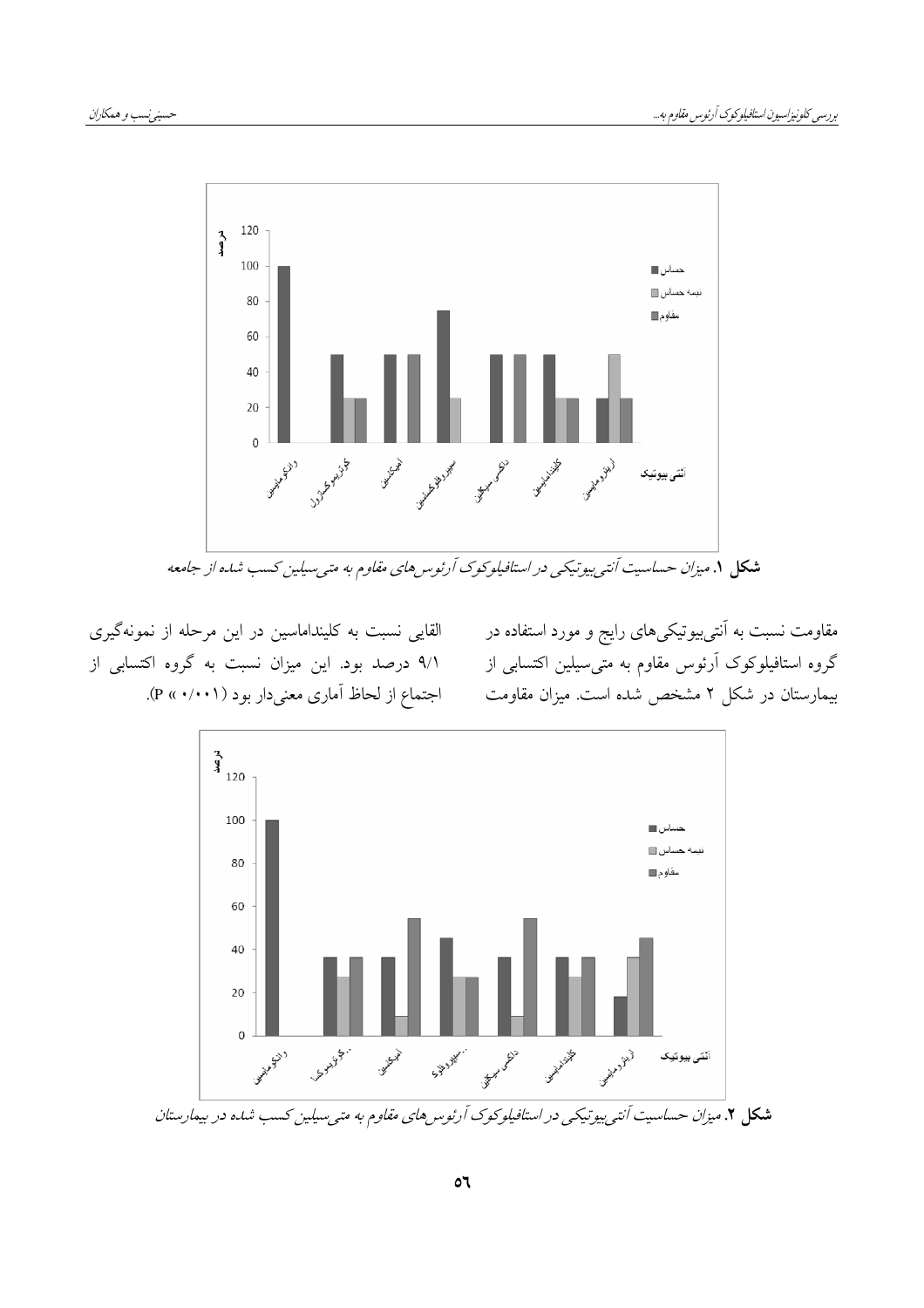شکل ۱. میزان حساسیت آنتی‌بیوتیکی در استافیلوکوک آرئوس‌های مقاوم به متی‌سیلین کسب شده از جامعه

مقاومت نسبت به آنتی‌بیوتیک‌های رایج و مورد استفاده در گروه استافیلوکوک آرئوس مقاوم به متی‌سیلین اکتسابی از بیمارستان در شکل ۲ مشخص شده است. میزان مقاومت القایی نسبت به کلینداماسین در این مرحله از نمونه‌گیری ۹/۱ درصد بود. این میزان نسبت به گروه اکتسابی از اجتماع از لحاظ آماری معنی‌دار بود (۰/۰۰۱ » P).

شکل ۲. میزان حساسیت آنتی‌بیوتیکی در استافیلوکوک آرئوس‌های مقاوم به متی‌سیلین کسب شده در بیمارستان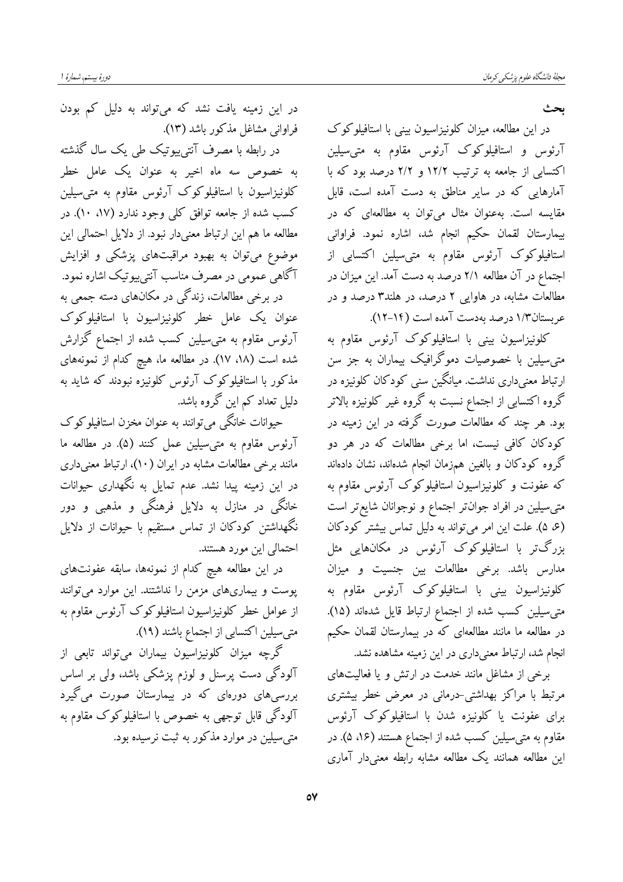## بحث

در این مطالعه، میزان کلونیزاسیون بینی با استافیلوکوک آرئوس و استافیلوکوک آرئوس مقاوم به متی‌سیلین اکتسابی از جامعه به ترتیب ۱۲/۲ و ۲/۲ درصد بود که با آمارهایی که در سایر مناطق به دست آمده است، قابل مقایسه است. به‌عنوان مثال می‌توان به مطالعه‌ای که در بیمارستان لقمان حکیم انجام شد، اشاره نمود. فراوانی استافیلوکوک آرئوس مقاوم به متی‌سیلین اکتسابی از اجتماع در آن مطالعه ۲/۱ درصد به دست آمد. این میزان در مطالعات مشابه، در هاوایی ۲ درصد، در هلند۳ درصد و در عربستان۱/۳ درصد به‌دست آمده است (۱۴-۱۲).

کلونیزاسیون بینی با استافیلوکوک آرئوس مقاوم به متی‌سیلین با خصوصیات دموگرافیک بیماران به جز سن ارتباط معنی‌داری نداشت. میانگین سنی کودکان کلونیزه در گروه اکتسابی از اجتماع نسبت به گروه غیر کلونیزه بالاتر بود. هر چند که مطالعات صورت گرفته در این زمینه در کودکان کافی نیست، اما برخی مطالعات که در هر دو گروه کودکان و بالغین هم‌زمان انجام شده‌اند، نشان داده‌اند که عفونت و کلونیزاسیون استافیلوکوک آرئوس مقاوم به متی‌سیلین در افراد جوان‌تر اجتماع و نوجوانان شایع‌تر است (۶، ۵). علت این امر می‌تواند به دلیل تماس بیشتر کودکان بزرگ‌تر با استافیلوکوک آرئوس در مکان‌هایی مثل مدارس باشد. برخی مطالعات بین جنسیت و میزان کلونیزاسیون بینی با استافیلوکوک آرئوس مقاوم به متی‌سیلین کسب شده از اجتماع ارتباط قایل شده‌اند (۱۵). در مطالعه ما مانند مطالعه‌ای که در بیمارستان لقمان حکیم انجام شد، ارتباط معنی‌داری در این زمینه مشاهده نشد.

برخی از مشاغل مانند خدمت در ارتش و یا فعالیت‌های مرتبط با مراکز بهداشتی-درمانی در معرض خطر بیشتری برای عفونت یا کلونیزه شدن با استافیلوکوک آرئوس مقاوم به متی‌سیلین کسب شده از اجتماع هستند (۱۶، ۵). در این مطالعه همانند یک مطالعه مشابه رابطه معنی‌دار آماری در این زمینه یافت نشد که می‌تواند به دلیل کم بودن فراوانی مشاغل مذکور باشد (۱۳).

در رابطه با مصرف آنتی‌بیوتیک طی یک سال گذشته به خصوص سه ماه اخیر به عنوان یک عامل خطر کلونیزاسیون با استافیلوکوک آرئوس مقاوم به متی‌سیلین کسب شده از جامعه توافق کلی وجود ندارد (۱۷، ۱۰). در مطالعه ما هم این ارتباط معنی‌دار نبود. از دلایل احتمالی این موضوع می‌توان به بهبود مراقبت‌های پزشکی و افزایش آگاهی عمومی در مصرف مناسب آنتی‌بیوتیک اشاره نمود.

در برخی مطالعات، زندگی در مکان‌های دسته جمعی به عنوان یک عامل خطر کلونیزاسیون با استافیلوکوک آرئوس مقاوم به متی‌سیلین کسب شده از اجتماع گزارش شده است (۱۸، ۱۷). در مطالعه ما، هیچ کدام از نمونه‌های مذکور با استافیلوکوک آرئوس کلونیزه نبودند که شاید به دلیل تعداد کم این گروه باشد.

حیوانات خانگی می‌توانند به عنوان مخزن استافیلوکوک آرئوس مقاوم به متی‌سیلین عمل کنند (۵). در مطالعه ما مانند برخی مطالعات مشابه در ایران (۱۰)، ارتباط معنی‌داری در این زمینه پیدا نشد. عدم تمایل به نگهداری حیوانات خانگی در منازل به دلایل فرهنگی و مذهبی و دور نگهداشتن کودکان از تماس مستقیم با حیوانات از دلایل احتمالی این مورد هستند.

در این مطالعه هیچ کدام از نمونه‌ها، سابقه عفونت‌های پوست و بیماری‌های مزمن را نداشتند. این موارد می‌توانند از عوامل خطر کلونیزاسیون استافیلوکوک آرئوس مقاوم به متی‌سیلین اکتسابی از اجتماع باشند (۱۹).

گرچه میزان کلونیزاسیون بیماران می‌تواند تابعی از آلودگی دست پرسنل و لوزم پزشکی باشد، ولی بر اساس بررسی‌های دوره‌ای که در بیمارستان صورت می‌گیرد آلودگی قابل توجهی به خصوص با استافیلوکوک مقاوم به متی‌سیلین در موارد مذکور به ثبت نرسیده بود.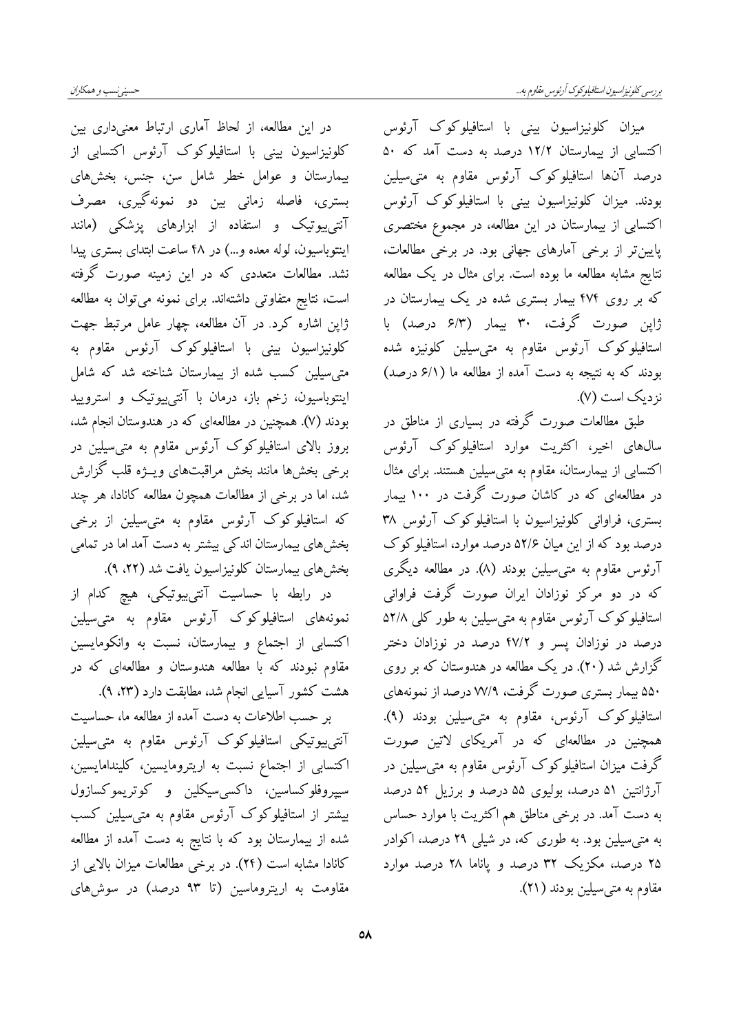میزان کلونیزاسیون بینی با استافیلوکوک آرئوس اکتسابی از بیمارستان ۱۲/۲ درصد به دست آمد که ۵۰ درصد آن‌ها استافیلوکوک آرئوس مقاوم به متی‌سیلین بودند. میزان کلونیزاسیون بینی با استافیلوکوک آرئوس اکتسابی از بیمارستان در این مطالعه، در مجموع مختصری پایین‌تر از برخی آمارهای جهانی بود. در برخی مطالعات، نتایج مشابه مطالعه ما بوده است. برای مثال در یک مطالعه که بر روی ۴۷۴ بیمار بستری شده در یک بیمارستان در ژاپن صورت گرفت، ۳۰ بیمار (۶/۳ درصد) با استافیلوکوک آرئوس مقاوم به متی‌سیلین کلونیزه شده بودند که به نتیجه به دست آمده از مطالعه ما (۶/۱ درصد) نزدیک است (۷).

طبق مطالعات صورت گرفته در بسیاری از مناطق در سال‌های اخیر، اکثریت موارد استافیلوکوک آرئوس اکتسابی از بیمارستان، مقاوم به متی‌سیلین هستند. برای مثال در مطالعه‌ای که در کاشان صورت گرفت در ۱۰۰ بیمار بستری، فراوانی کلونیزاسیون با استافیلوکوک آرئوس ۳۸ درصد بود که از این میان ۵۲/۶ درصد موارد، استافیلوکوک آرئوس مقاوم به متی‌سیلین بودند (۸). در مطالعه دیگری که در دو مرکز نوزادان ایران صورت گرفت فراوانی استافیلوکوک آرئوس مقاوم به متی‌سیلین به طور کلی ۵۲/۸ درصد در نوزادان پسر و ۴۷/۲ درصد در نوزادان دختر گزارش شد (۲۰). در یک مطالعه در هندوستان که بر روی ۵۵۰ بیمار بستری صورت گرفت، ۷۷/۹ درصد از نمونه‌های استافیلوکوک آرئوس، مقاوم به متی‌سیلین بودند (۹). همچنین در مطالعه‌ای که در آمریکای لاتین صورت گرفت میزان استافیلوکوک آرئوس مقاوم به متی‌سیلین در آرژانتین ۵۱ درصد، بولیوی ۵۵ درصد و برزیل ۵۴ درصد به دست آمد. در برخی مناطق هم اکثریت با موارد حساس به متی‌سیلین بود. به طوری که، در شیلی ۲۹ درصد، اکوادر ۲۵ درصد، مکزیک ۳۲ درصد و پاناما ۲۸ درصد موارد مقاوم به متی‌سیلین بودند (۲۱).

در این مطالعه، از لحاظ آماری ارتباط معنی‌داری بین کلونیزاسیون بینی با استافیلوکوک آرئوس اکتسابی از بیمارستان و عوامل خطر شامل سن، جنس، بخش‌های بستری، فاصله زمانی بین دو نمونه‌گیری، مصرف آنتی‌بیوتیک و استفاده از ابزارهای پزشکی (مانند اینتوباسیون، لوله معده و...) در ۴۸ ساعت ابتدای بستری پیدا نشد. مطالعات متعددی که در این زمینه صورت گرفته است، نتایج متفاوتی داشته‌اند. برای نمونه می‌توان به مطالعه ژاپن اشاره کرد. در آن مطالعه، چهار عامل مرتبط جهت کلونیزاسیون بینی با استافیلوکوک آرئوس مقاوم به متی‌سیلین کسب شده از بیمارستان شناخته شد که شامل اینتوباسیون، زخم باز، درمان با آنتی‌بیوتیک و استرویید بودند (۷). همچنین در مطالعه‌ای که در هندوستان انجام شد، بروز بالای استافیلوکوک آرئوس مقاوم به متی‌سیلین در برخی بخش‌ها مانند بخش مراقبت‌های ویـژه قلب گزارش شد، اما در برخی از مطالعات همچون مطالعه کانادا، هر چند که استافیلوکوک آرئوس مقاوم به متی‌سیلین از برخی بخش‌های بیمارستان اندکی بیشتر به دست آمد اما در تمامی بخش‌های بیمارستان کلونیزاسیون یافت شد (۲۲، ۹).

در رابطه با حساسیت آنتی‌بیوتیکی، هیچ کدام از نمونه‌های استافیلوکوک آرئوس مقاوم به متی‌سیلین اکتسابی از اجتماع و بیمارستان، نسبت به وانکومایسین مقاوم نبودند که با مطالعه هندوستان و مطالعه‌ای که در هشت کشور آسیایی انجام شد، مطابقت دارد (۲۳، ۹).

بر حسب اطلاعات به دست آمده از مطالعه ما، حساسیت آنتی‌بیوتیکی استافیلوکوک آرئوس مقاوم به متی‌سیلین اکتسابی از اجتماع نسبت به اریترومایسین، کلیندامایسین، سیپروفلوکساسین، داکسی‌سیکلین و کوتریموکسازول بیشتر از استافیلوکوک آرئوس مقاوم به متی‌سیلین کسب شده از بیمارستان بود که با نتایج به دست آمده از مطالعه کانادا مشابه است (۲۴). در برخی مطالعات میزان بالایی از مقاومت به اریترومایسین (تا ۹۳ درصد) در سوش‌های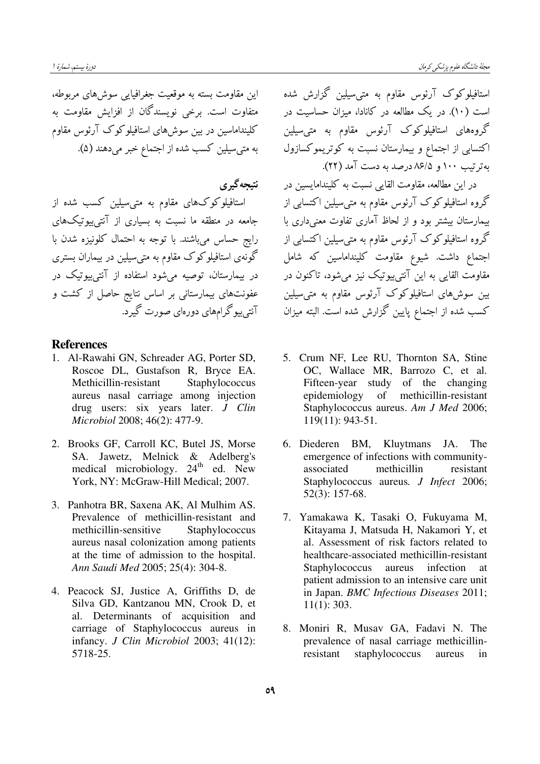استافیلوکوک آرئوس مقاوم به متی‌سیلین گزارش شده است (۱۰). در یک مطالعه در کانادا، میزان حساسیت در گروه‌های استافیلوکوک آرئوس مقاوم به متی‌سیلین اکتسابی از اجتماع و بیمارستان نسبت به کوتریموکسازول به‌ترتیب ۱۰۰ و ۸۶/۵ درصد به دست آمد (۲۲).

در این مطالعه، مقاومت القایی نسبت به کلیندامایسین در گروه استافیلوکوک آرئوس مقاوم به متی‌سیلین اکتسابی از بیمارستان بیشتر بود و از لحاظ آماری تفاوت معنی‌داری با گروه استافیلوکوک آرئوس مقاوم به متی‌سیلین اکتسابی از اجتماع داشت. شیوع مقاومت کلینداماسین که شامل مقاومت القایی به این آنتی‌بیوتیک نیز می‌شود، تاکنون در بین سوش‌های استافیلوکوک آرئوس مقاوم به متی‌سیلین کسب شده از اجتماع پایین گزارش شده است. البته میزان این مقاومت بسته به موقعیت جغرافیایی سوش‌های مربوطه، متفاوت است. برخی نویسندگان از افزایش مقاومت به کلینداماسین در بین سوش‌های استافیلوکوک آرئوس مقاوم به متی‌سیلین کسب شده از اجتماع خبر می‌دهند (۵).

## نتیجه‌گیری

استافیلوکوک‌های مقاوم به متی‌سیلین کسب شده از جامعه در منطقه ما نسبت به بسیاری از آنتی‌بیوتیک‌های رایج حساس می‌باشند. با توجه به احتمال کلونیزه شدن با گونه‌ی استافیلوکوک مقاوم به متی‌سیلین در بیماران بستری در بیمارستان، توصیه می‌شود استفاده از آنتی‌بیوتیک در عفونت‌های بیمارستانی بر اساس نتایج حاصل از کشت و آنتی‌بیوگرام‌های دوره‌ای صورت گیرد.

## References

1. Al-Rawahi GN, Schreader AG, Porter SD, Roscoe DL, Gustafson R, Bryce EA. Methicillin-resistant Staphylococcus aureus nasal carriage among injection drug users: six years later. *J Clin Microbiol* 2008; 46(2): 477-9.

2. Brooks GF, Carroll KC, Butel JS, Morse SA. Jawetz, Melnick & Adelberg's medical microbiology. 24th ed. New York, NY: McGraw-Hill Medical; 2007.

3. Panhotra BR, Saxena AK, Al Mulhim AS. Prevalence of methicillin-resistant and methicillin-sensitive Staphylococcus aureus nasal colonization among patients at the time of admission to the hospital. *Ann Saudi Med* 2005; 25(4): 304-8.

4. Peacock SJ, Justice A, Griffiths D, de Silva GD, Kantzanou MN, Crook D, et al. Determinants of acquisition and carriage of Staphylococcus aureus in infancy. *J Clin Microbiol* 2003; 41(12): 5718-25.

5. Crum NF, Lee RU, Thornton SA, Stine OC, Wallace MR, Barrozo C, et al. Fifteen-year study of the changing epidemiology of methicillin-resistant Staphylococcus aureus. *Am J Med* 2006; 119(11): 943-51.

6. Diederen BM, Kluytmans JA. The emergence of infections with community-associated methicillin resistant Staphylococcus aureus. *J Infect* 2006; 52(3): 157-68.

7. Yamakawa K, Tasaki O, Fukuyama M, Kitayama J, Matsuda H, Nakamori Y, et al. Assessment of risk factors related to healthcare-associated methicillin-resistant Staphylococcus aureus infection at patient admission to an intensive care unit in Japan. *BMC Infectious Diseases* 2011; 11(1): 303.

8. Moniri R, Musav GA, Fadavi N. The prevalence of nasal carriage methicillin-resistant staphylococcus aureus in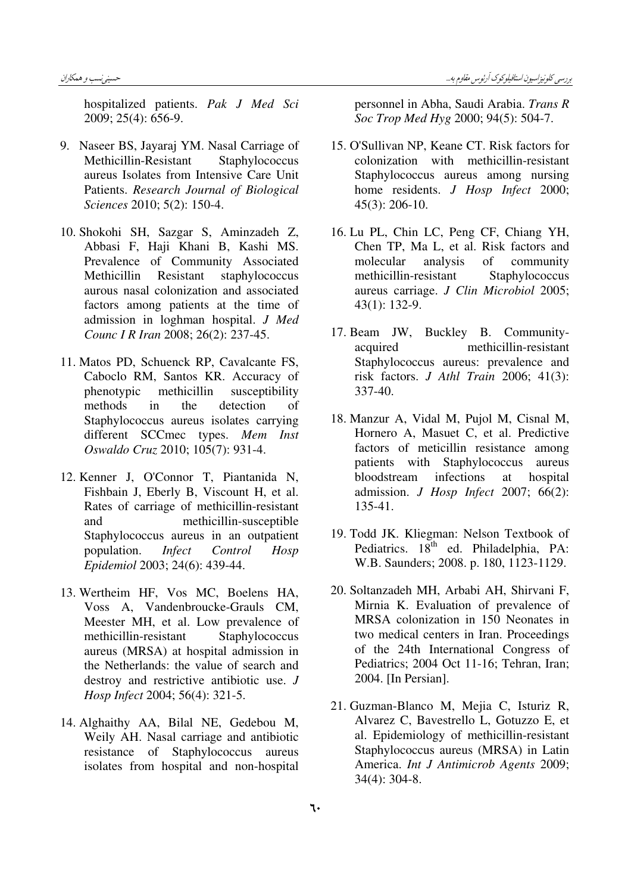hospitalized patients. *Pak J Med Sci* 2009; 25(4): 656-9.

9. Naseer BS, Jayaraj YM. Nasal Carriage of Methicillin-Resistant Staphylococcus aureus Isolates from Intensive Care Unit Patients. *Research Journal of Biological Sciences* 2010; 5(2): 150-4.

10. Shokohi SH, Sazgar S, Aminzadeh Z, Abbasi F, Haji Khani B, Kashi MS. Prevalence of Community Associated Methicillin Resistant staphylococcus aurous nasal colonization and associated factors among patients at the time of admission in loghman hospital. *J Med Counc I R Iran* 2008; 26(2): 237-45.

11. Matos PD, Schuenck RP, Cavalcante FS, Caboclo RM, Santos KR. Accuracy of phenotypic methicillin susceptibility methods in the detection of Staphylococcus aureus isolates carrying different SCCmec types. *Mem Inst Oswaldo Cruz* 2010; 105(7): 931-4.

12. Kenner J, O'Connor T, Piantanida N, Fishbain J, Eberly B, Viscount H, et al. Rates of carriage of methicillin-resistant and methicillin-susceptible Staphylococcus aureus in an outpatient population. *Infect Control Hosp Epidemiol* 2003; 24(6): 439-44.

13. Wertheim HF, Vos MC, Boelens HA, Voss A, Vandenbroucke-Grauls CM, Meester MH, et al. Low prevalence of methicillin-resistant Staphylococcus aureus (MRSA) at hospital admission in the Netherlands: the value of search and destroy and restrictive antibiotic use. *J Hosp Infect* 2004; 56(4): 321-5.

14. Alghaithy AA, Bilal NE, Gedebou M, Weily AH. Nasal carriage and antibiotic resistance of Staphylococcus aureus isolates from hospital and non-hospital personnel in Abha, Saudi Arabia. *Trans R Soc Trop Med Hyg* 2000; 94(5): 504-7.

15. O'Sullivan NP, Keane CT. Risk factors for colonization with methicillin-resistant Staphylococcus aureus among nursing home residents. *J Hosp Infect* 2000; 45(3): 206-10.

16. Lu PL, Chin LC, Peng CF, Chiang YH, Chen TP, Ma L, et al. Risk factors and molecular analysis of community methicillin-resistant Staphylococcus aureus carriage. *J Clin Microbiol* 2005; 43(1): 132-9.

17. Beam JW, Buckley B. Community-acquired methicillin-resistant Staphylococcus aureus: prevalence and risk factors. *J Athl Train* 2006; 41(3): 337-40.

18. Manzur A, Vidal M, Pujol M, Cisnal M, Hornero A, Masuet C, et al. Predictive factors of meticillin resistance among patients with Staphylococcus aureus bloodstream infections at hospital admission. *J Hosp Infect* 2007; 66(2): 135-41.

19. Todd JK. Kliegman: Nelson Textbook of Pediatrics. 18th ed. Philadelphia, PA: W.B. Saunders; 2008. p. 180, 1123-1129.

20. Soltanzadeh MH, Arbabi AH, Shirvani F, Mirnia K. Evaluation of prevalence of MRSA colonization in 150 Neonates in two medical centers in Iran. Proceedings of the 24th International Congress of Pediatrics; 2004 Oct 11-16; Tehran, Iran; 2004. [In Persian].

21. Guzman-Blanco M, Mejia C, Isturiz R, Alvarez C, Bavestrello L, Gotuzzo E, et al. Epidemiology of methicillin-resistant Staphylococcus aureus (MRSA) in Latin America. *Int J Antimicrob Agents* 2009; 34(4): 304-8.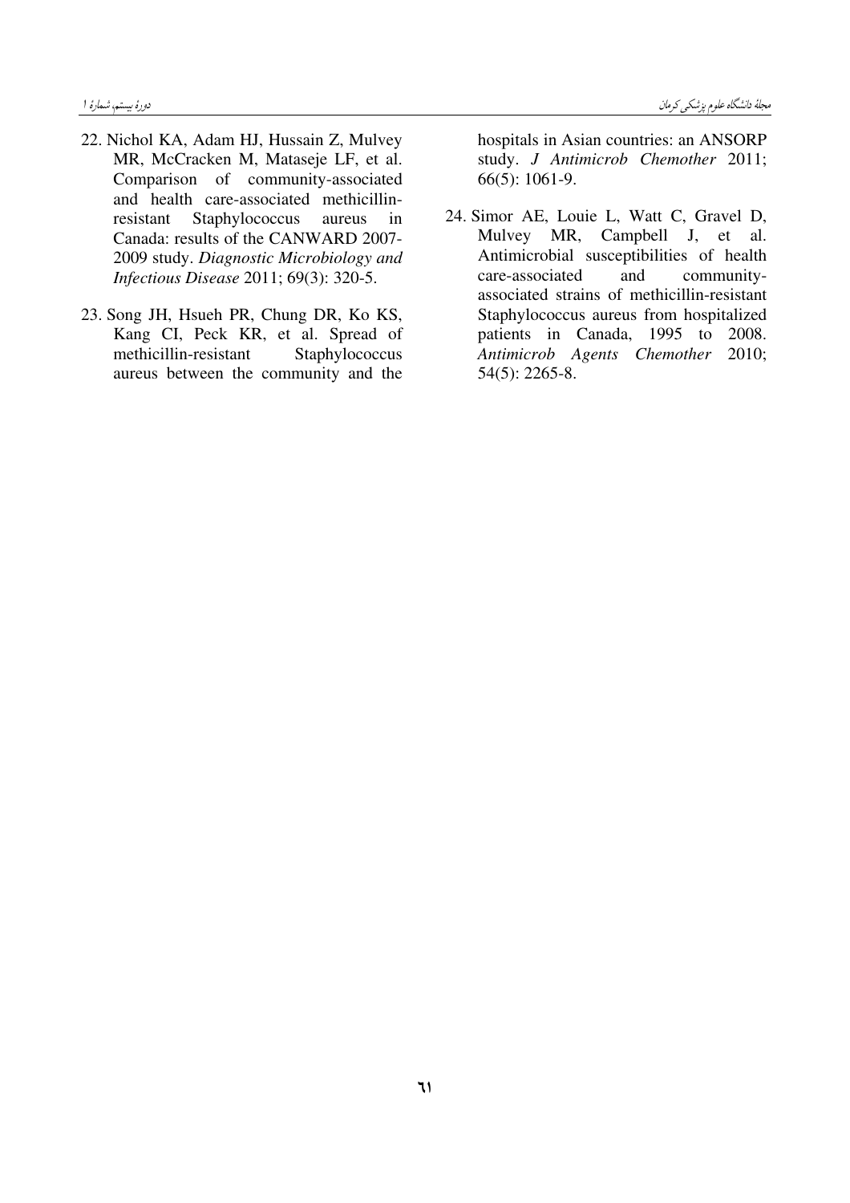22. Nichol KA, Adam HJ, Hussain Z, Mulvey MR, McCracken M, Mataseje LF, et al. Comparison of community-associated and health care-associated methicillin-resistant Staphylococcus aureus in Canada: results of the CANWARD 2007-2009 study. *Diagnostic Microbiology and Infectious Disease* 2011; 69(3): 320-5.

23. Song JH, Hsueh PR, Chung DR, Ko KS, Kang CI, Peck KR, et al. Spread of methicillin-resistant Staphylococcus aureus between the community and the hospitals in Asian countries: an ANSORP study. *J Antimicrob Chemother* 2011; 66(5): 1061-9.

24. Simor AE, Louie L, Watt C, Gravel D, Mulvey MR, Campbell J, et al. Antimicrobial susceptibilities of health care-associated and community-associated strains of methicillin-resistant Staphylococcus aureus from hospitalized patients in Canada, 1995 to 2008. *Antimicrob Agents Chemother* 2010; 54(5): 2265-8.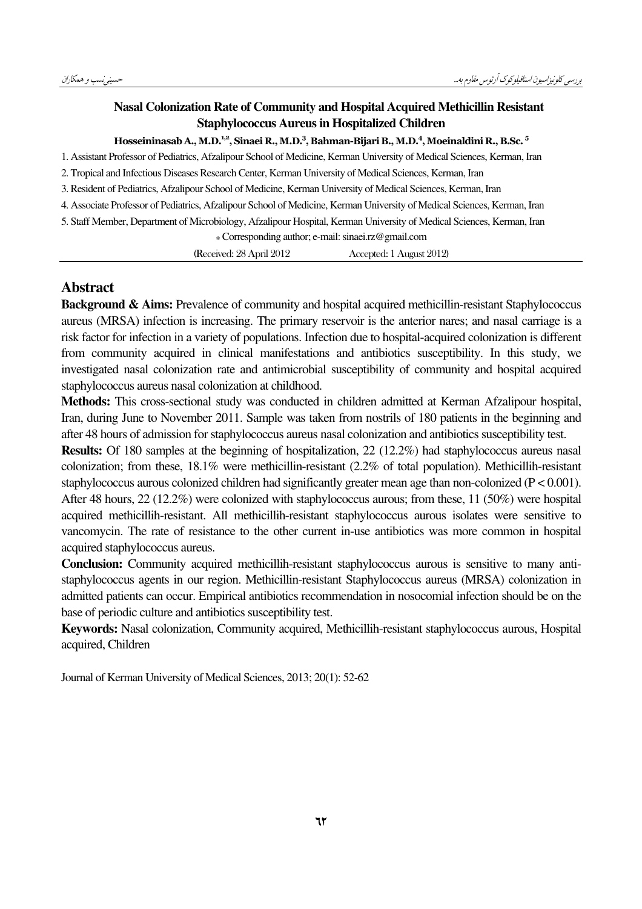## Nasal Colonization Rate of Community and Hospital Acquired Methicillin Resistant Staphylococcus Aureus in Hospitalized Children

**Hosseininasab A., M.D.[1,2], Sinaei R., M.D.[3], Bahman-Bijari B., M.D.[4], Moeinaldini R., B.Sc. [5]**

1. Assistant Professor of Pediatrics, Afzalipour School of Medicine, Kerman University of Medical Sciences, Kerman, Iran
2. Tropical and Infectious Diseases Research Center, Kerman University of Medical Sciences, Kerman, Iran
3. Resident of Pediatrics, Afzalipour School of Medicine, Kerman University of Medical Sciences, Kerman, Iran
4. Associate Professor of Pediatrics, Afzalipour School of Medicine, Kerman University of Medical Sciences, Kerman, Iran
5. Staff Member, Department of Microbiology, Afzalipour Hospital, Kerman University of Medical Sciences, Kerman, Iran

* Corresponding author; e-mail: sinaei.rz@gmail.com

(Received: 28 April 2012 Accepted: 1 August 2012)

## Abstract

**Background & Aims:** Prevalence of community and hospital acquired methicillin-resistant Staphylococcus aureus (MRSA) infection is increasing. The primary reservoir is the anterior nares; and nasal carriage is a risk factor for infection in a variety of populations. Infection due to hospital-acquired colonization is different from community acquired in clinical manifestations and antibiotics susceptibility. In this study, we investigated nasal colonization rate and antimicrobial susceptibility of community and hospital acquired staphylococcus aureus nasal colonization at childhood.

**Methods:** This cross-sectional study was conducted in children admitted at Kerman Afzalipour hospital, Iran, during June to November 2011. Sample was taken from nostrils of 180 patients in the beginning and after 48 hours of admission for staphylococcus aureus nasal colonization and antibiotics susceptibility test.

**Results:** Of 180 samples at the beginning of hospitalization, 22 (12.2%) had staphylococcus aureus nasal colonization; from these, 18.1% were methicillin-resistant (2.2% of total population). Methicillih-resistant staphylococcus aurous colonized children had significantly greater mean age than non-colonized ($P < 0.001$). After 48 hours, 22 (12.2%) were colonized with staphylococcus aurous; from these, 11 (50%) were hospital acquired methicillih-resistant. All methicillih-resistant staphylococcus aurous isolates were sensitive to vancomycin. The rate of resistance to the other current in-use antibiotics was more common in hospital acquired staphylococcus aureus.

**Conclusion:** Community acquired methicillih-resistant staphylococcus aurous is sensitive to many anti-staphylococcus agents in our region. Methicillin-resistant Staphylococcus aureus (MRSA) colonization in admitted patients can occur. Empirical antibiotics recommendation in nosocomial infection should be on the base of periodic culture and antibiotics susceptibility test.

**Keywords:** Nasal colonization, Community acquired, Methicillih-resistant staphylococcus aurous, Hospital acquired, Children

Journal of Kerman University of Medical Sciences, 2013; 20(1): 52-62